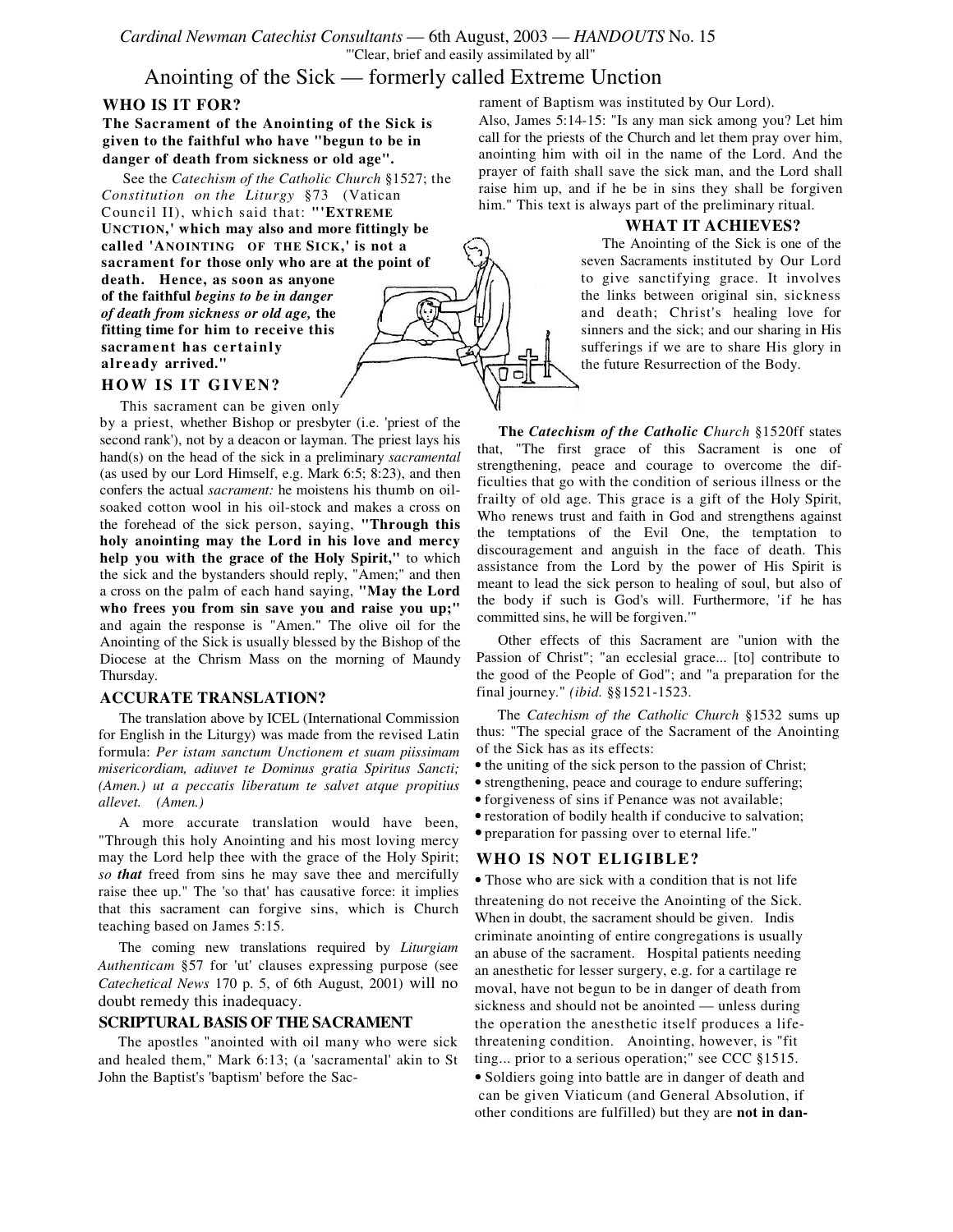*Cardinal Newman Catechist Consultants* — 6th August, 2003 — *HANDOUTS* No. 15

"'Clear, brief and easily assimilated by all"

# Anointing of the Sick — formerly called Extreme Unction

## WHO IS IT FOR?

**The Sacrament of the Anointing of the Sick is given to the faithful who have "begun to be in danger of death from sickness or old age".**

See the *Catechism of the Catholic Church* §1527; the *Constitution on the Liturgy* §73 (Vatican Council II), which said that: **"'EXTREME UNCTION,' which may also and more fittingly be called 'ANOINTING OF THE SICK,' is not a sacrament for those only who are at the point of death. Hence, as soon as anyone of the faithful *begins to be in danger of death from sickness or old age,* the fitting time for him to receive this sacrament has certainly already arrived."**

## HOW IS IT GIVEN?

This sacrament can be given only by a priest, whether Bishop or presbyter (i.e. 'priest of the second rank'), not by a deacon or layman. The priest lays his hand(s) on the head of the sick in a preliminary *sacramental* (as used by our Lord Himself, e.g. Mark 6:5; 8:23), and then confers the actual *sacrament:* he moistens his thumb on oil-soaked cotton wool in his oil-stock and makes a cross on the forehead of the sick person, saying, **"Through this holy anointing may the Lord in his love and mercy help you with the grace of the Holy Spirit,"** to which the sick and the bystanders should reply, "Amen;" and then a cross on the palm of each hand saying, **"May the Lord who frees you from sin save you and raise you up;"** and again the response is "Amen." The olive oil for the Anointing of the Sick is usually blessed by the Bishop of the Diocese at the Chrism Mass on the morning of Maundy Thursday.

## ACCURATE TRANSLATION?

The translation above by ICEL (International Commission for English in the Liturgy) was made from the revised Latin formula: *Per istam sanctum Unctionem et suam piissimam misericordiam, adiuvet te Dominus gratia Spiritus Sancti; (Amen.) ut a peccatis liberatum te salvet atque propitius allevet. (Amen.)*

A more accurate translation would have been, "Through this holy Anointing and his most loving mercy may the Lord help thee with the grace of the Holy Spirit; *so **that*** freed from sins he may save thee and mercifully raise thee up." The 'so that' has causative force: it implies that this sacrament can forgive sins, which is Church teaching based on James 5:15.

The coming new translations required by *Liturgiam Authenticam* §57 for 'ut' clauses expressing purpose (see *Catechetical News* 170 p. 5, of 6th August, 2001) will no doubt remedy this inadequacy.

## SCRIPTURAL BASIS OF THE SACRAMENT

The apostles "anointed with oil many who were sick and healed them," Mark 6:13; (a 'sacramental' akin to St John the Baptist's 'baptism' before the Sacrament of Baptism was instituted by Our Lord).

Also, James 5:14-15: "Is any man sick among you? Let him call for the priests of the Church and let them pray over him, anointing him with oil in the name of the Lord. And the prayer of faith shall save the sick man, and the Lord shall raise him up, and if he be in sins they shall be forgiven him." This text is always part of the preliminary ritual.

## WHAT IT ACHIEVES?

The Anointing of the Sick is one of the seven Sacraments instituted by Our Lord to give sanctifying grace. It involves the links between original sin, sickness and death; Christ's healing love for sinners and the sick; and our sharing in His sufferings if we are to share His glory in the future Resurrection of the Body.

**The** ***Catechism of the Catholic Church*** §1520ff states that, "The first grace of this Sacrament is one of strengthening, peace and courage to overcome the difficulties that go with the condition of serious illness or the frailty of old age. This grace is a gift of the Holy Spirit, Who renews trust and faith in God and strengthens against the temptations of the Evil One, the temptation to discouragement and anguish in the face of death. This assistance from the Lord by the power of His Spirit is meant to lead the sick person to healing of soul, but also of the body if such is God's will. Furthermore, 'if he has committed sins, he will be forgiven.'"

Other effects of this Sacrament are "union with the Passion of Christ"; "an ecclesial grace... [to] contribute to the good of the People of God"; and "a preparation for the final journey." *(ibid.* §§1521-1523.

The *Catechism of the Catholic Church* §1532 sums up thus: "The special grace of the Sacrament of the Anointing of the Sick has as its effects:

- the uniting of the sick person to the passion of Christ;
- strengthening, peace and courage to endure suffering;
- forgiveness of sins if Penance was not available;
- restoration of bodily health if conducive to salvation;
- preparation for passing over to eternal life."

## WHO IS NOT ELIGIBLE?

- Those who are sick with a condition that is not life threatening do not receive the Anointing of the Sick. When in doubt, the sacrament should be given. Indiscriminate anointing of entire congregations is usually an abuse of the sacrament. Hospital patients needing an anesthetic for lesser surgery, e.g. for a cartilage removal, have not begun to be in danger of death from sickness and should not be anointed — unless during the operation the anesthetic itself produces a life-threatening condition. Anointing, however, is "fitting... prior to a serious operation;" see CCC §1515.
- Soldiers going into battle are in danger of death and can be given Viaticum (and General Absolution, if other conditions are fulfilled) but they are **not in dan-**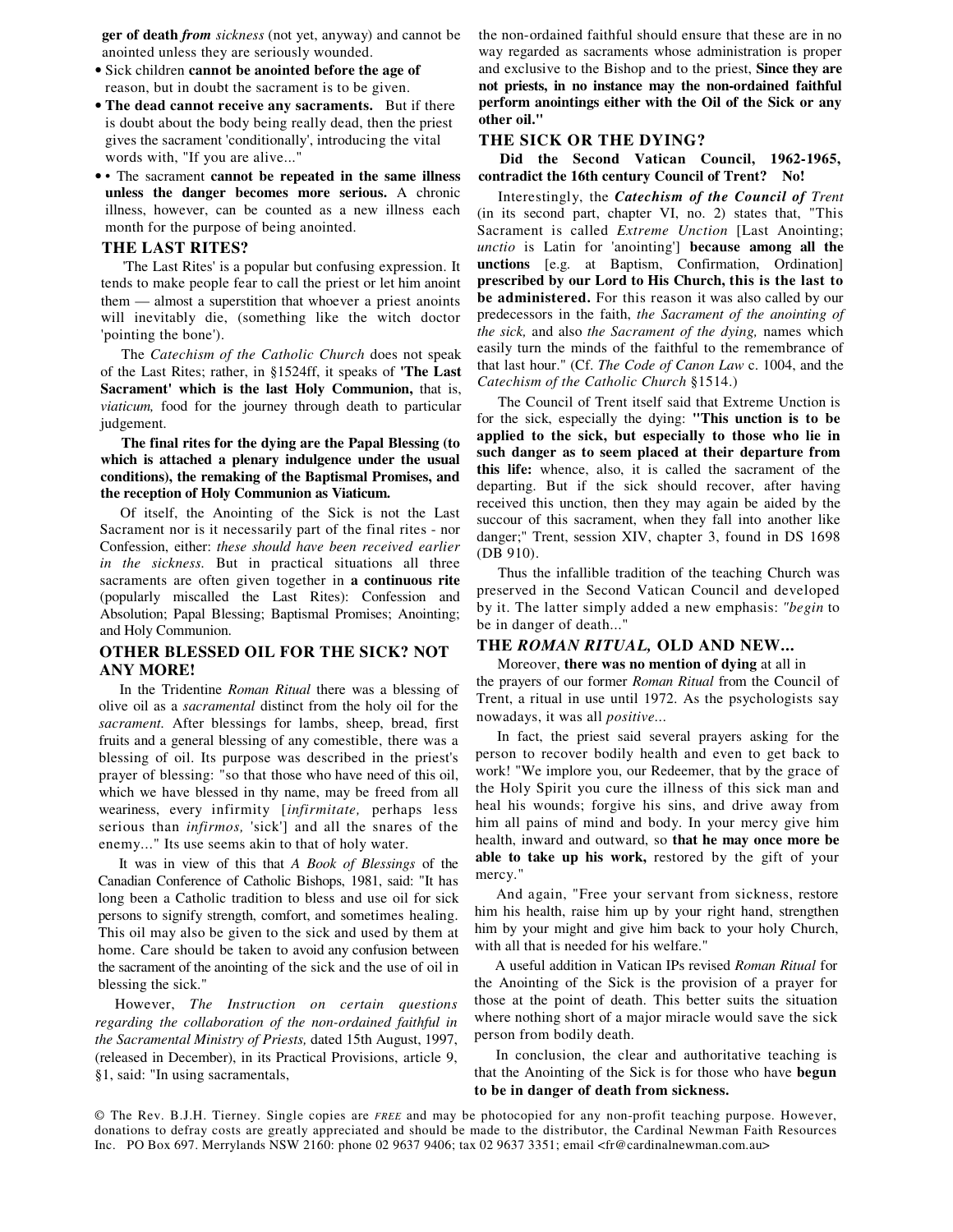**ger of death** ***from*** *sickness* (not yet, anyway) and cannot be anointed unless they are seriously wounded.

- Sick children **cannot be anointed before the age of** reason, but in doubt the sacrament is to be given.
- **The dead cannot receive any sacraments.** But if there is doubt about the body being really dead, then the priest gives the sacrament 'conditionally', introducing the vital words with, "If you are alive..."
- • The sacrament **cannot be repeated in the same illness unless the danger becomes more serious.** A chronic illness, however, can be counted as a new illness each month for the purpose of being anointed.

## THE LAST RITES?

'The Last Rites' is a popular but confusing expression. It tends to make people fear to call the priest or let him anoint them — almost a superstition that whoever a priest anoints will inevitably die, (something like the witch doctor 'pointing the bone').

The *Catechism of the Catholic Church* does not speak of the Last Rites; rather, in §1524ff, it speaks of **'The Last Sacrament' which is the last Holy Communion,** that is, *viaticum,* food for the journey through death to particular judgement.

**The final rites for the dying are the Papal Blessing (to which is attached a plenary indulgence under the usual conditions), the remaking of the Baptismal Promises, and the reception of Holy Communion as Viaticum.**

Of itself, the Anointing of the Sick is not the Last Sacrament nor is it necessarily part of the final rites - nor Confession, either: *these should have been received earlier in the sickness.* But in practical situations all three sacraments are often given together in **a continuous rite** (popularly miscalled the Last Rites): Confession and Absolution; Papal Blessing; Baptismal Promises; Anointing; and Holy Communion.

## OTHER BLESSED OIL FOR THE SICK? NOT ANY MORE!

In the Tridentine *Roman Ritual* there was a blessing of olive oil as a *sacramental* distinct from the holy oil for the *sacrament.* After blessings for lambs, sheep, bread, first fruits and a general blessing of any comestible, there was a blessing of oil. Its purpose was described in the priest's prayer of blessing: "so that those who have need of this oil, which we have blessed in thy name, may be freed from all weariness, every infirmity [*infirmitate,* perhaps less serious than *infirmos,* 'sick'] and all the snares of the enemy..." Its use seems akin to that of holy water.

It was in view of this that *A Book of Blessings* of the Canadian Conference of Catholic Bishops, 1981, said: "It has long been a Catholic tradition to bless and use oil for sick persons to signify strength, comfort, and sometimes healing. This oil may also be given to the sick and used by them at home. Care should be taken to avoid any confusion between the sacrament of the anointing of the sick and the use of oil in blessing the sick."

However, *The Instruction on certain questions regarding the collaboration of the non-ordained faithful in the Sacramental Ministry of Priests,* dated 15th August, 1997, (released in December), in its Practical Provisions, article 9, §1, said: "In using sacramentals, the non-ordained faithful should ensure that these are in no way regarded as sacraments whose administration is proper and exclusive to the Bishop and to the priest, **Since they are not priests, in no instance may the non-ordained faithful perform anointings either with the Oil of the Sick or any other oil."**

## THE SICK OR THE DYING?

**Did the Second Vatican Council, 1962-1965, contradict the 16th century Council of Trent? No!**

Interestingly, the ***Catechism of the Council of*** *Trent* (in its second part, chapter VI, no. 2) states that, "This Sacrament is called *Extreme Unction* [Last Anointing; *unctio* is Latin for 'anointing'] **because among all the unctions** [e.g. at Baptism, Confirmation, Ordination] **prescribed by our Lord to His Church, this is the last to be administered.** For this reason it was also called by our predecessors in the faith, *the Sacrament of the anointing of the sick,* and also *the Sacrament of the dying,* names which easily turn the minds of the faithful to the remembrance of that last hour." (Cf. *The Code of Canon Law* c. 1004, and the *Catechism of the Catholic Church* §1514.)

The Council of Trent itself said that Extreme Unction is for the sick, especially the dying: **"This unction is to be applied to the sick, but especially to those who lie in such danger as to seem placed at their departure from this life:** whence, also, it is called the sacrament of the departing. But if the sick should recover, after having received this unction, then they may again be aided by the succour of this sacrament, when they fall into another like danger;" Trent, session XIV, chapter 3, found in DS 1698 (DB 910).

Thus the infallible tradition of the teaching Church was preserved in the Second Vatican Council and developed by it. The latter simply added a new emphasis: *"begin* to be in danger of death..."

## THE *ROMAN RITUAL,* OLD AND NEW...

Moreover, **there was no mention of dying** at all in the prayers of our former *Roman Ritual* from the Council of Trent, a ritual in use until 1972. As the psychologists say nowadays, it was all *positive...*

In fact, the priest said several prayers asking for the person to recover bodily health and even to get back to work! "We implore you, our Redeemer, that by the grace of the Holy Spirit you cure the illness of this sick man and heal his wounds; forgive his sins, and drive away from him all pains of mind and body. In your mercy give him health, inward and outward, so **that he may once more be able to take up his work,** restored by the gift of your mercy."

And again, "Free your servant from sickness, restore him his health, raise him up by your right hand, strengthen him by your might and give him back to your holy Church, with all that is needed for his welfare."

A useful addition in Vatican IPs revised *Roman Ritual* for the Anointing of the Sick is the provision of a prayer for those at the point of death. This better suits the situation where nothing short of a major miracle would save the sick person from bodily death.

In conclusion, the clear and authoritative teaching is that the Anointing of the Sick is for those who have **begun to be in danger of death from sickness.**

© The Rev. B.J.H. Tierney. Single copies are *FREE* and may be photocopied for any non-profit teaching purpose. However, donations to defray costs are greatly appreciated and should be made to the distributor, the Cardinal Newman Faith Resources Inc. PO Box 697. Merrylands NSW 2160: phone 02 9637 9406; tax 02 9637 3351; email <fr@cardinalnewman.com.au>